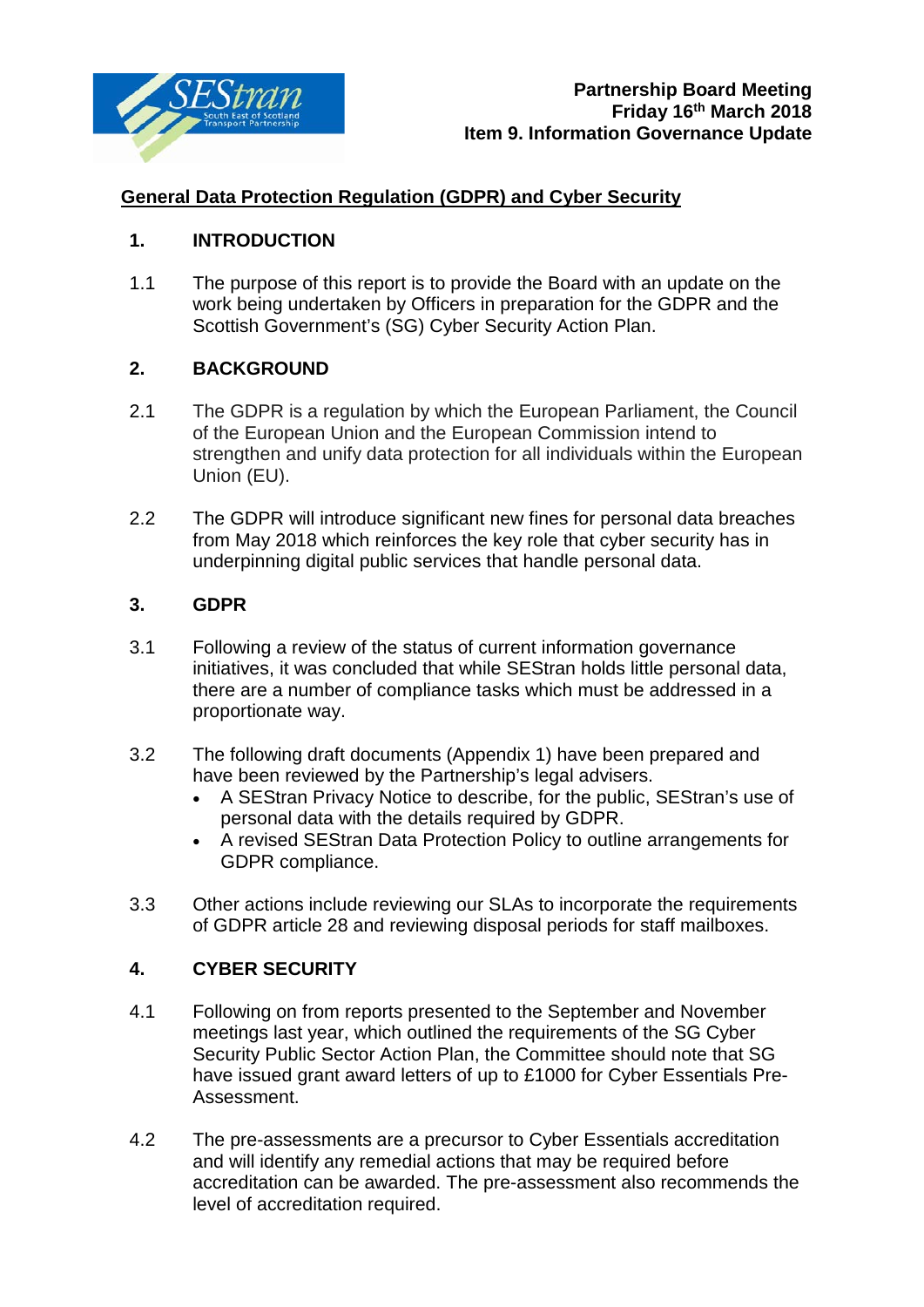**Partnership Board Meeting**
**Friday 16th March 2018**
**Item 9. Information Governance Update**

## General Data Protection Regulation (GDPR) and Cyber Security

### 1. INTRODUCTION

1.1 The purpose of this report is to provide the Board with an update on the work being undertaken by Officers in preparation for the GDPR and the Scottish Government's (SG) Cyber Security Action Plan.

### 2. BACKGROUND

2.1 The GDPR is a regulation by which the European Parliament, the Council of the European Union and the European Commission intend to strengthen and unify data protection for all individuals within the European Union (EU).

2.2 The GDPR will introduce significant new fines for personal data breaches from May 2018 which reinforces the key role that cyber security has in underpinning digital public services that handle personal data.

### 3. GDPR

3.1 Following a review of the status of current information governance initiatives, it was concluded that while SEStran holds little personal data, there are a number of compliance tasks which must be addressed in a proportionate way.

3.2 The following draft documents (Appendix 1) have been prepared and have been reviewed by the Partnership's legal advisers.

- A SEStran Privacy Notice to describe, for the public, SEStran's use of personal data with the details required by GDPR.
- A revised SEStran Data Protection Policy to outline arrangements for GDPR compliance.

3.3 Other actions include reviewing our SLAs to incorporate the requirements of GDPR article 28 and reviewing disposal periods for staff mailboxes.

### 4. CYBER SECURITY

4.1 Following on from reports presented to the September and November meetings last year, which outlined the requirements of the SG Cyber Security Public Sector Action Plan, the Committee should note that SG have issued grant award letters of up to £1000 for Cyber Essentials Pre-Assessment.

4.2 The pre-assessments are a precursor to Cyber Essentials accreditation and will identify any remedial actions that may be required before accreditation can be awarded. The pre-assessment also recommends the level of accreditation required.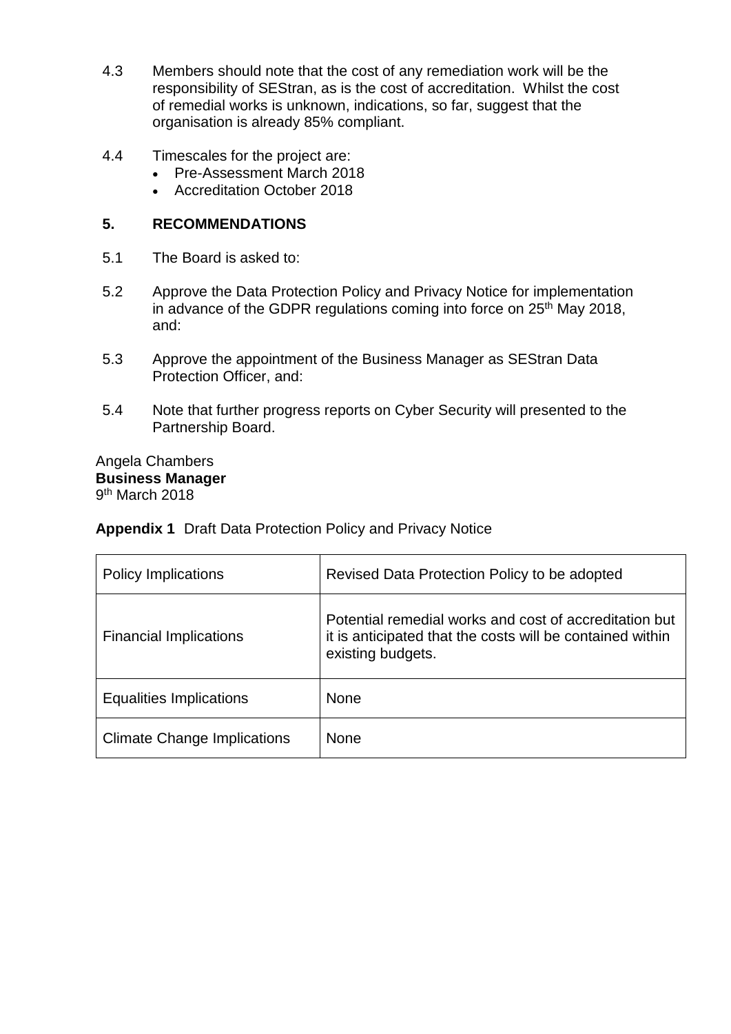4.3 Members should note that the cost of any remediation work will be the responsibility of SEStran, as is the cost of accreditation. Whilst the cost of remedial works is unknown, indications, so far, suggest that the organisation is already 85% compliant.

4.4 Timescales for the project are:

- Pre-Assessment March 2018
- Accreditation October 2018

## 5. RECOMMENDATIONS

5.1 The Board is asked to:

5.2 Approve the Data Protection Policy and Privacy Notice for implementation in advance of the GDPR regulations coming into force on 25th May 2018, and:

5.3 Approve the appointment of the Business Manager as SEStran Data Protection Officer, and:

5.4 Note that further progress reports on Cyber Security will presented to the Partnership Board.

Angela Chambers
**Business Manager**
9th March 2018

**Appendix 1** Draft Data Protection Policy and Privacy Notice

| | |
|---|---|
| Policy Implications | Revised Data Protection Policy to be adopted |
| Financial Implications | Potential remedial works and cost of accreditation but it is anticipated that the costs will be contained within existing budgets. |
| Equalities Implications | None |
| Climate Change Implications | None |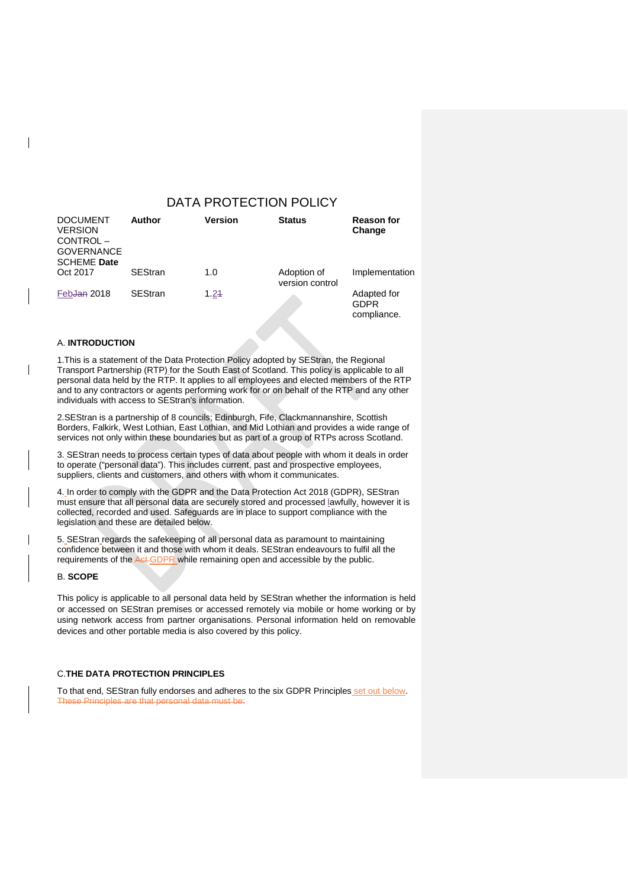# DATA PROTECTION POLICY

| DOCUMENT VERSION CONTROL – GOVERNANCE SCHEME **Date** | **Author** | **Version** | **Status** | **Reason for Change** |
|---|---|---|---|---|
| Oct 2017 | SEStran | 1.0 | Adoption of version control | Implementation |
| ~~Jan~~ Feb 2018 | SEStran | 1.~~1~~2 | | Adapted for GDPR compliance. |

A. **INTRODUCTION**

1.This is a statement of the Data Protection Policy adopted by SEStran, the Regional Transport Partnership (RTP) for the South East of Scotland. This policy is applicable to all personal data held by the RTP. It applies to all employees and elected members of the RTP and to any contractors or agents performing work for or on behalf of the RTP and any other individuals with access to SEStran's information.

2.SEStran is a partnership of 8 councils; Edinburgh, Fife, Clackmannanshire, Scottish Borders, Falkirk, West Lothian, East Lothian, and Mid Lothian and provides a wide range of services not only within these boundaries but as part of a group of RTPs across Scotland.

3. SEStran needs to process certain types of data about people with whom it deals in order to operate ("personal data"). This includes current, past and prospective employees, suppliers, clients and customers, and others with whom it communicates.

4. In order to comply with the GDPR and the Data Protection Act 2018 (GDPR), SEStran must ensure that all personal data are securely stored and processed lawfully, however it is collected, recorded and used. Safeguards are in place to support compliance with the legislation and these are detailed below.

5. SEStran regards the safekeeping of all personal data as paramount to maintaining confidence between it and those with whom it deals. SEStran endeavours to fulfil all the requirements of the ~~Act~~ GDPR while remaining open and accessible by the public.

B. **SCOPE**

This policy is applicable to all personal data held by SEStran whether the information is held or accessed on SEStran premises or accessed remotely via mobile or home working or by using network access from partner organisations. Personal information held on removable devices and other portable media is also covered by this policy.

C.**THE DATA PROTECTION PRINCIPLES**

To that end, SEStran fully endorses and adheres to the six GDPR Principles set out below. ~~These Principles are that personal data must be:~~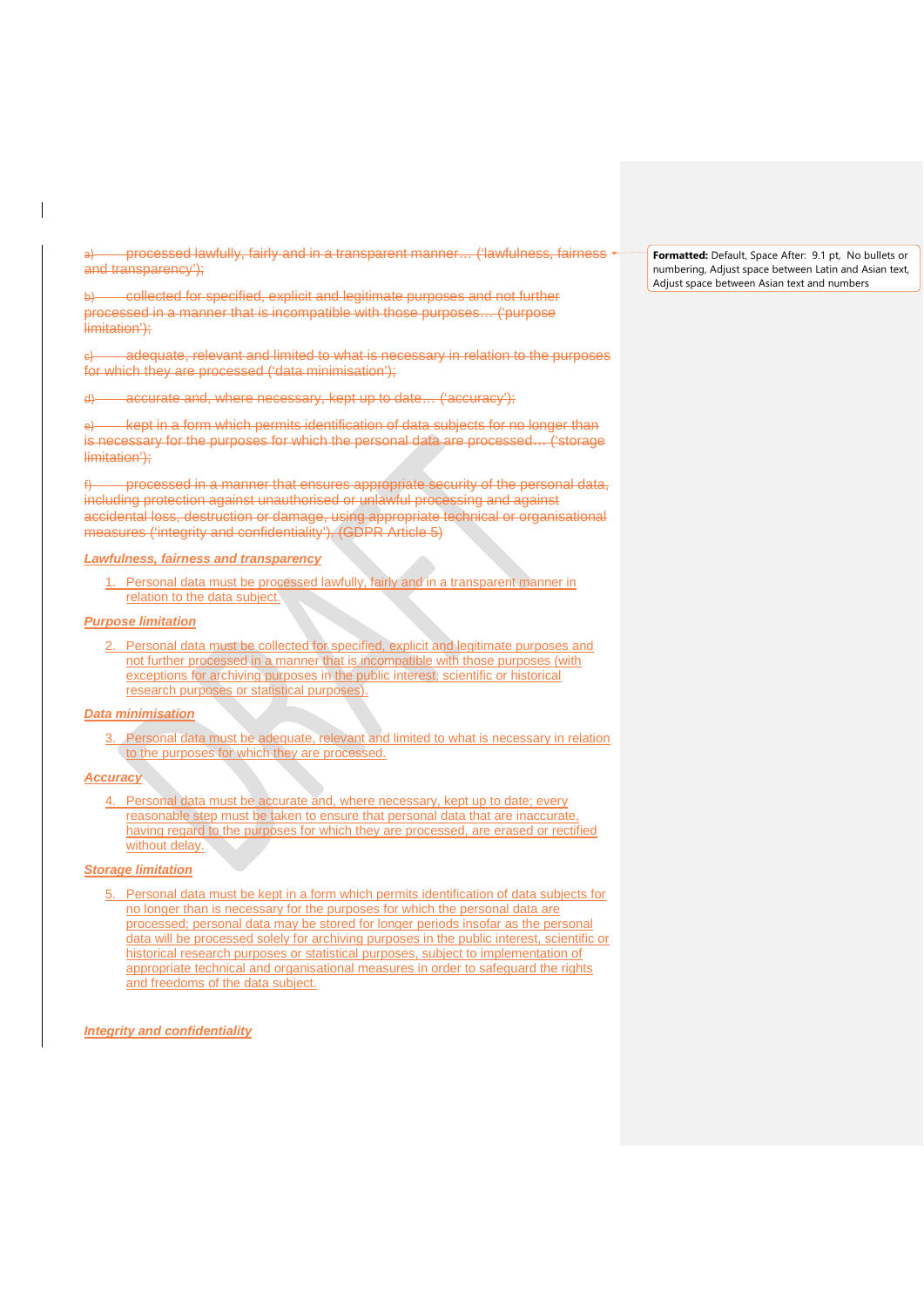a) processed lawfully, fairly and in a transparent manner… ('lawfulness, fairness and transparency');

b) collected for specified, explicit and legitimate purposes and not further processed in a manner that is incompatible with those purposes… ('purpose limitation');

c) adequate, relevant and limited to what is necessary in relation to the purposes for which they are processed ('data minimisation');

d) accurate and, where necessary, kept up to date… ('accuracy');

e) kept in a form which permits identification of data subjects for no longer than is necessary for the purposes for which the personal data are processed… ('storage limitation');

f) processed in a manner that ensures appropriate security of the personal data, including protection against unauthorised or unlawful processing and against accidental loss, destruction or damage, using appropriate technical or organisational measures ('integrity and confidentiality'). (GDPR Article 5)

***Lawfulness, fairness and transparency***

1. Personal data must be processed lawfully, fairly and in a transparent manner in relation to the data subject.

***Purpose limitation***

2. Personal data must be collected for specified, explicit and legitimate purposes and not further processed in a manner that is incompatible with those purposes (with exceptions for archiving purposes in the public interest, scientific or historical research purposes or statistical purposes).

***Data minimisation***

3. Personal data must be adequate, relevant and limited to what is necessary in relation to the purposes for which they are processed.

***Accuracy***

4. Personal data must be accurate and, where necessary, kept up to date; every reasonable step must be taken to ensure that personal data that are inaccurate, having regard to the purposes for which they are processed, are erased or rectified without delay.

***Storage limitation***

5. Personal data must be kept in a form which permits identification of data subjects for no longer than is necessary for the purposes for which the personal data are processed; personal data may be stored for longer periods insofar as the personal data will be processed solely for archiving purposes in the public interest, scientific or historical research purposes or statistical purposes, subject to implementation of appropriate technical and organisational measures in order to safeguard the rights and freedoms of the data subject.

***Integrity and confidentiality***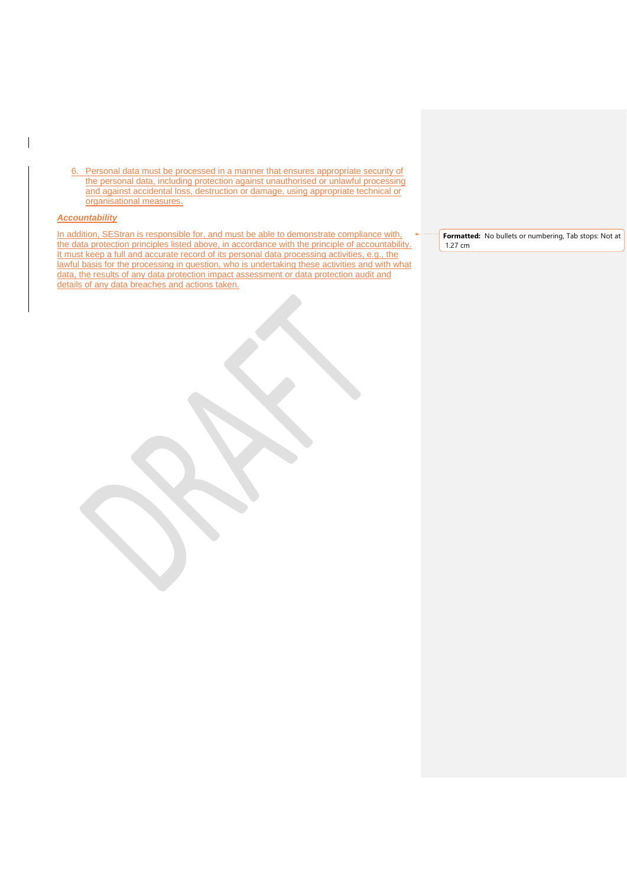6. Personal data must be processed in a manner that ensures appropriate security of the personal data, including protection against unauthorised or unlawful processing and against accidental loss, destruction or damage, using appropriate technical or organisational measures.

***Accountability***

In addition, SEStran is responsible for, and must be able to demonstrate compliance with, the data protection principles listed above, in accordance with the principle of accountability. It must keep a full and accurate record of its personal data processing activities, e.g., the lawful basis for the processing in question, who is undertaking these activities and with what data, the results of any data protection impact assessment or data protection audit and details of any data breaches and actions taken.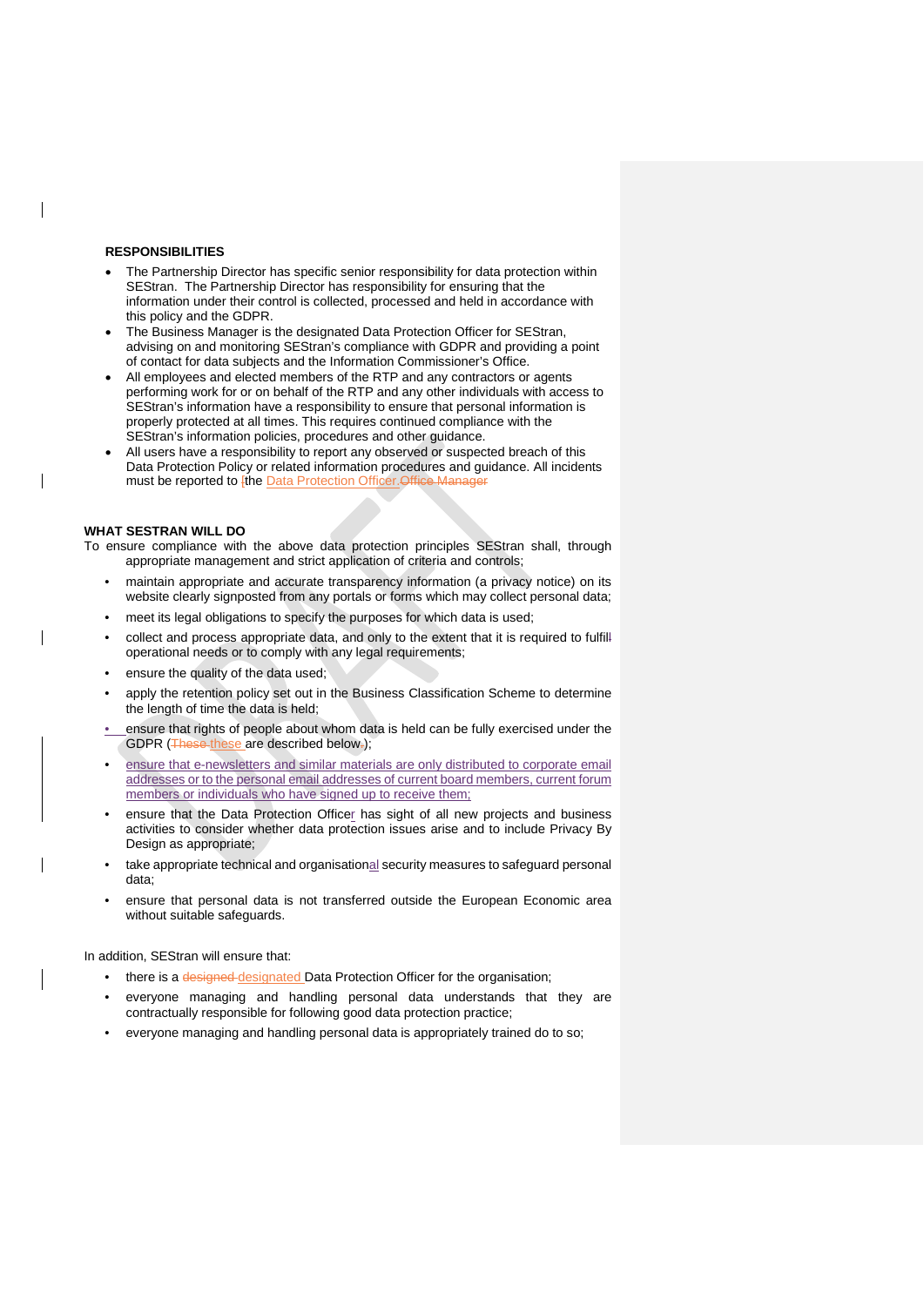**RESPONSIBILITIES**

- The Partnership Director has specific senior responsibility for data protection within SEStran. The Partnership Director has responsibility for ensuring that the information under their control is collected, processed and held in accordance with this policy and the GDPR.
- The Business Manager is the designated Data Protection Officer for SEStran, advising on and monitoring SEStran's compliance with GDPR and providing a point of contact for data subjects and the Information Commissioner's Office.
- All employees and elected members of the RTP and any contractors or agents performing work for or on behalf of the RTP and any other individuals with access to SEStran's information have a responsibility to ensure that personal information is properly protected at all times. This requires continued compliance with the SEStran's information policies, procedures and other guidance.
- All users have a responsibility to report any observed or suspected breach of this Data Protection Policy or related information procedures and guidance. All incidents must be reported to the Data Protection Officer.

**WHAT SESTRAN WILL DO**

To ensure compliance with the above data protection principles SEStran shall, through appropriate management and strict application of criteria and controls;

- maintain appropriate and accurate transparency information (a privacy notice) on its website clearly signposted from any portals or forms which may collect personal data;
- meet its legal obligations to specify the purposes for which data is used;
- collect and process appropriate data, and only to the extent that it is required to fulfil operational needs or to comply with any legal requirements;
- ensure the quality of the data used;
- apply the retention policy set out in the Business Classification Scheme to determine the length of time the data is held;
- ensure that rights of people about whom data is held can be fully exercised under the GDPR (these are described below);
- ensure that e-newsletters and similar materials are only distributed to corporate email addresses or to the personal email addresses of current board members, current forum members or individuals who have signed up to receive them;
- ensure that the Data Protection Officer has sight of all new projects and business activities to consider whether data protection issues arise and to include Privacy By Design as appropriate;
- take appropriate technical and organisational security measures to safeguard personal data;
- ensure that personal data is not transferred outside the European Economic area without suitable safeguards.

In addition, SEStran will ensure that:

- there is a designated Data Protection Officer for the organisation;
- everyone managing and handling personal data understands that they are contractually responsible for following good data protection practice;
- everyone managing and handling personal data is appropriately trained do to so;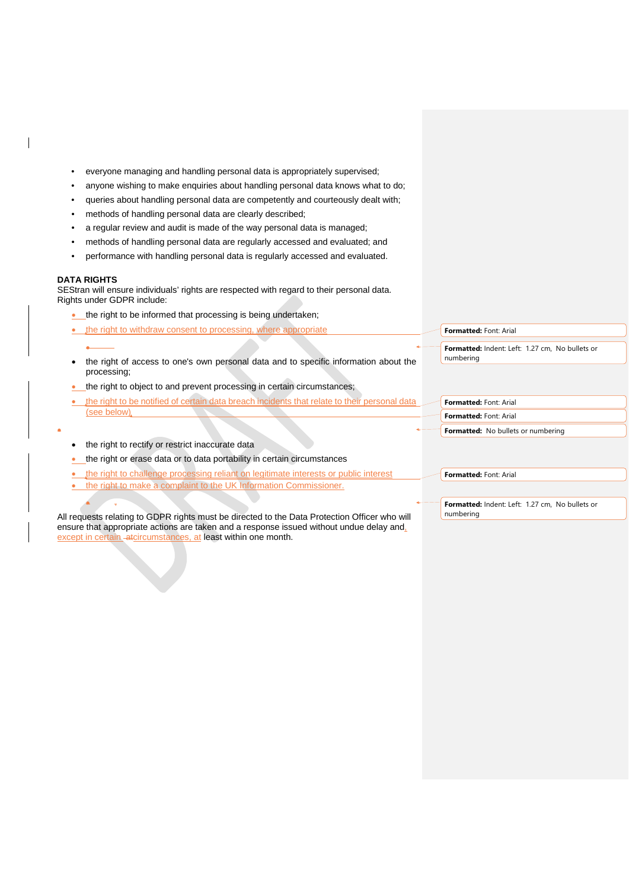- everyone managing and handling personal data is appropriately supervised;
- anyone wishing to make enquiries about handling personal data knows what to do;
- queries about handling personal data are competently and courteously dealt with;
- methods of handling personal data are clearly described;
- a regular review and audit is made of the way personal data is managed;
- methods of handling personal data are regularly accessed and evaluated; and
- performance with handling personal data is regularly accessed and evaluated.

**DATA RIGHTS**
SEStran will ensure individuals' rights are respected with regard to their personal data. Rights under GDPR include:

- the right to be informed that processing is being undertaken;
- the right to withdraw consent to processing, where appropriate
- the right of access to one's own personal data and to specific information about the processing;
- the right to object to and prevent processing in certain circumstances;
- the right to be notified of certain data breach incidents that relate to their personal data (see below)
- the right to rectify or restrict inaccurate data
- the right or erase data or to data portability in certain circumstances
- the right to challenge processing reliant on legitimate interests or public interest
- the right to make a complaint to the UK Information Commissioner.

All requests relating to GDPR rights must be directed to the Data Protection Officer who will ensure that appropriate actions are taken and a response issued without undue delay and, except in certain circumstances, at least within one month.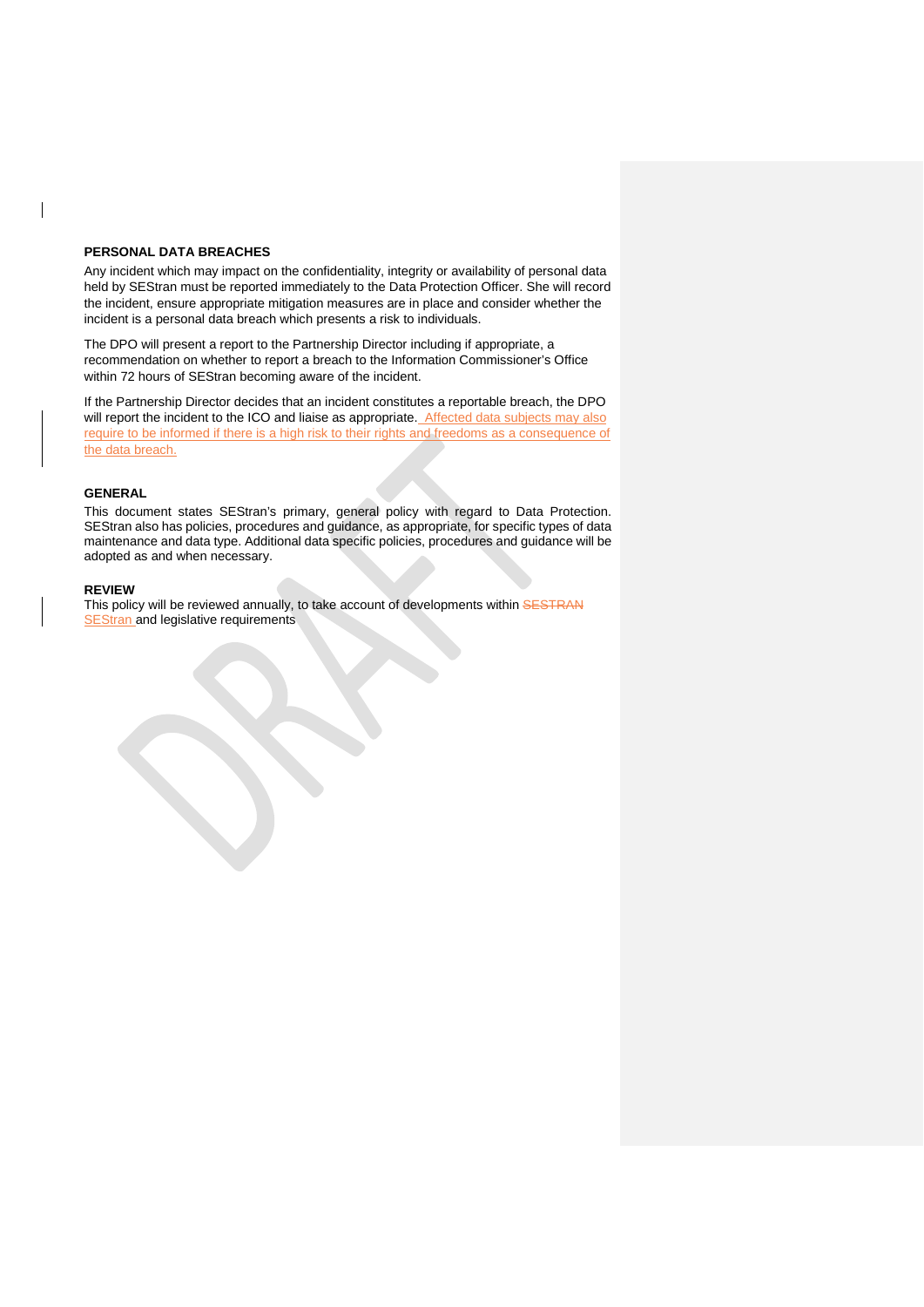**PERSONAL DATA BREACHES**

Any incident which may impact on the confidentiality, integrity or availability of personal data held by SEStran must be reported immediately to the Data Protection Officer. She will record the incident, ensure appropriate mitigation measures are in place and consider whether the incident is a personal data breach which presents a risk to individuals.

The DPO will present a report to the Partnership Director including if appropriate, a recommendation on whether to report a breach to the Information Commissioner's Office within 72 hours of SEStran becoming aware of the incident.

If the Partnership Director decides that an incident constitutes a reportable breach, the DPO will report the incident to the ICO and liaise as appropriate. Affected data subjects may also require to be informed if there is a high risk to their rights and freedoms as a consequence of the data breach.

**GENERAL**

This document states SEStran's primary, general policy with regard to Data Protection. SEStran also has policies, procedures and guidance, as appropriate, for specific types of data maintenance and data type. Additional data specific policies, procedures and guidance will be adopted as and when necessary.

**REVIEW**

This policy will be reviewed annually, to take account of developments within ~~SESTRAN~~ SEStran and legislative requirements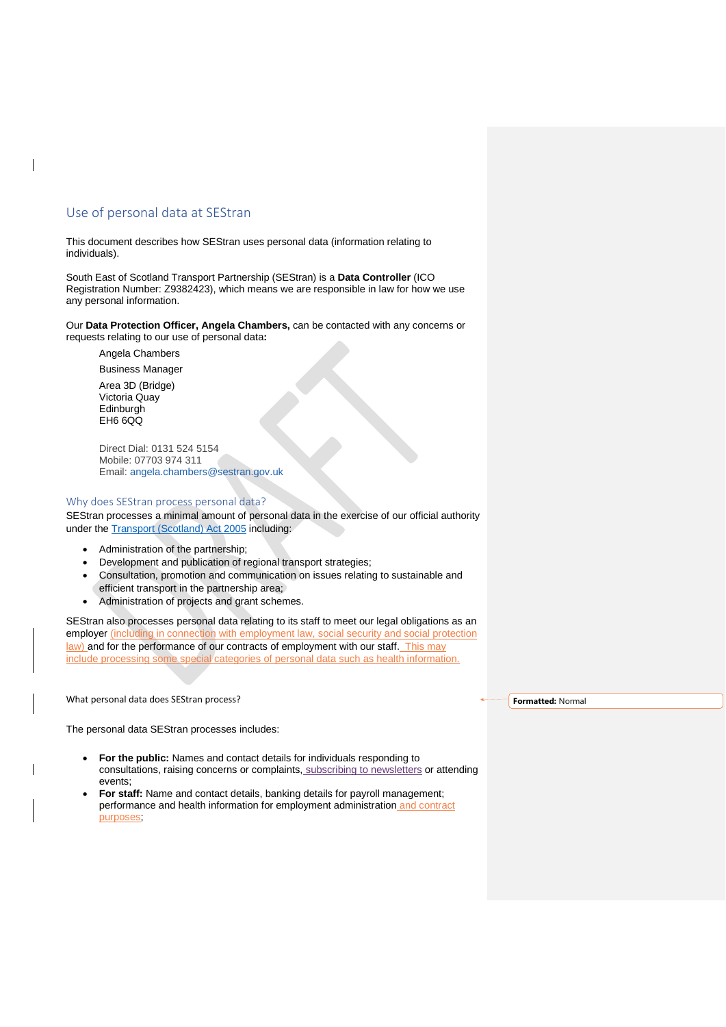## Use of personal data at SEStran

This document describes how SEStran uses personal data (information relating to individuals).

South East of Scotland Transport Partnership (SEStran) is a **Data Controller** (ICO Registration Number: Z9382423), which means we are responsible in law for how we use any personal information.

Our **Data Protection Officer, Angela Chambers,** can be contacted with any concerns or requests relating to our use of personal data**:**

Angela Chambers

Business Manager

Area 3D (Bridge)
Victoria Quay
Edinburgh
EH6 6QQ

Direct Dial: 0131 524 5154
Mobile: 07703 974 311
Email: angela.chambers@sestran.gov.uk

### Why does SEStran process personal data?

SEStran processes a minimal amount of personal data in the exercise of our official authority under the Transport (Scotland) Act 2005 including:

- Administration of the partnership;
- Development and publication of regional transport strategies;
- Consultation, promotion and communication on issues relating to sustainable and efficient transport in the partnership area;
- Administration of projects and grant schemes.

SEStran also processes personal data relating to its staff to meet our legal obligations as an employer (including in connection with employment law, social security and social protection law) and for the performance of our contracts of employment with our staff. This may include processing some special categories of personal data such as health information.

What personal data does SEStran process?

The personal data SEStran processes includes:

- **For the public:** Names and contact details for individuals responding to consultations, raising concerns or complaints, subscribing to newsletters or attending events;
- **For staff:** Name and contact details, banking details for payroll management; performance and health information for employment administration and contract purposes;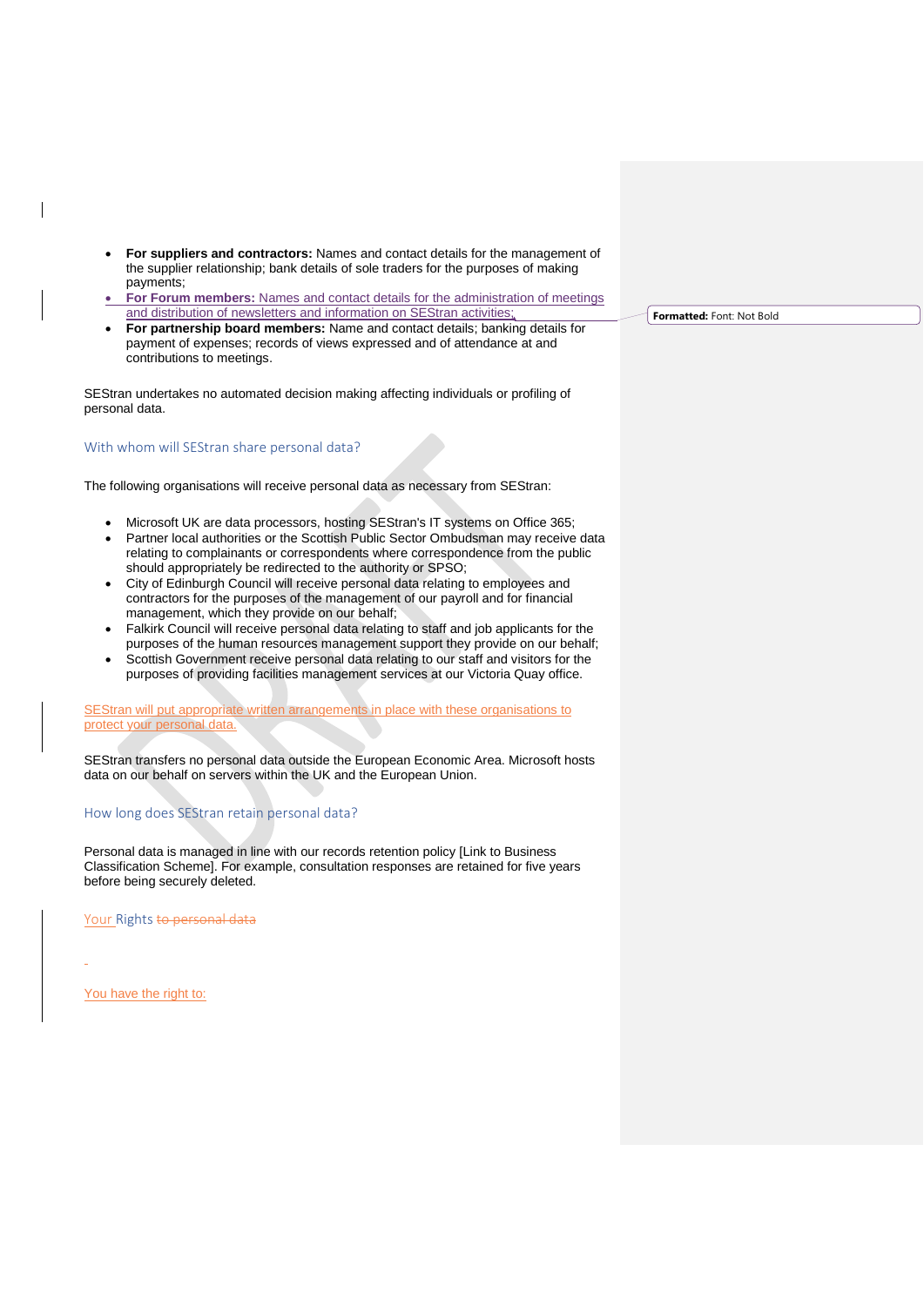- **For suppliers and contractors:** Names and contact details for the management of the supplier relationship; bank details of sole traders for the purposes of making payments;
- **For Forum members:** Names and contact details for the administration of meetings and distribution of newsletters and information on SEStran activities;
- **For partnership board members:** Name and contact details; banking details for payment of expenses; records of views expressed and of attendance at and contributions to meetings.

SEStran undertakes no automated decision making affecting individuals or profiling of personal data.

### With whom will SEStran share personal data?

The following organisations will receive personal data as necessary from SEStran:

- Microsoft UK are data processors, hosting SEStran's IT systems on Office 365;
- Partner local authorities or the Scottish Public Sector Ombudsman may receive data relating to complainants or correspondents where correspondence from the public should appropriately be redirected to the authority or SPSO;
- City of Edinburgh Council will receive personal data relating to employees and contractors for the purposes of the management of our payroll and for financial management, which they provide on our behalf;
- Falkirk Council will receive personal data relating to staff and job applicants for the purposes of the human resources management support they provide on our behalf;
- Scottish Government receive personal data relating to our staff and visitors for the purposes of providing facilities management services at our Victoria Quay office.

SEStran will put appropriate written arrangements in place with these organisations to protect your personal data.

SEStran transfers no personal data outside the European Economic Area. Microsoft hosts data on our behalf on servers within the UK and the European Union.

### How long does SEStran retain personal data?

Personal data is managed in line with our records retention policy [Link to Business Classification Scheme]. For example, consultation responses are retained for five years before being securely deleted.

### Your Rights ~~to personal data~~

You have the right to: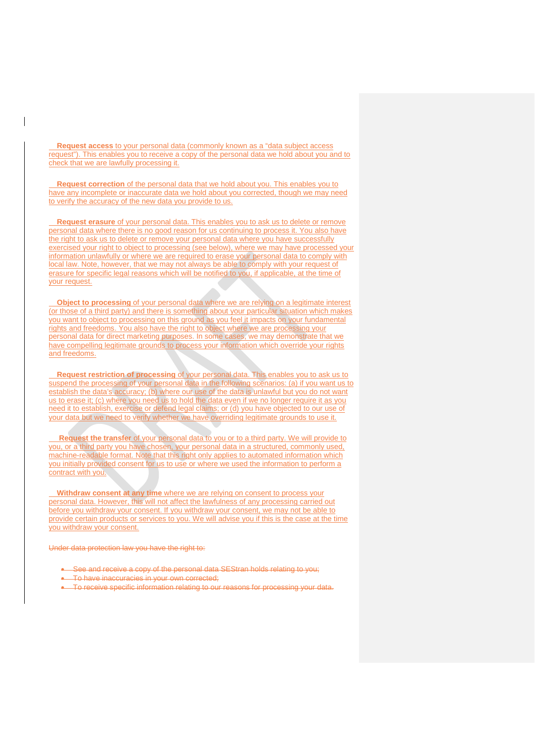**Request access** to your personal data (commonly known as a "data subject access request"). This enables you to receive a copy of the personal data we hold about you and to check that we are lawfully processing it.

**Request correction** of the personal data that we hold about you. This enables you to have any incomplete or inaccurate data we hold about you corrected, though we may need to verify the accuracy of the new data you provide to us.

**Request erasure** of your personal data. This enables you to ask us to delete or remove personal data where there is no good reason for us continuing to process it. You also have the right to ask us to delete or remove your personal data where you have successfully exercised your right to object to processing (see below), where we may have processed your information unlawfully or where we are required to erase your personal data to comply with local law. Note, however, that we may not always be able to comply with your request of erasure for specific legal reasons which will be notified to you, if applicable, at the time of your request.

**Object to processing** of your personal data where we are relying on a legitimate interest (or those of a third party) and there is something about your particular situation which makes you want to object to processing on this ground as you feel it impacts on your fundamental rights and freedoms. You also have the right to object where we are processing your personal data for direct marketing purposes. In some cases, we may demonstrate that we have compelling legitimate grounds to process your information which override your rights and freedoms.

**Request restriction of processing** of your personal data. This enables you to ask us to suspend the processing of your personal data in the following scenarios: (a) if you want us to establish the data's accuracy; (b) where our use of the data is unlawful but you do not want us to erase it; (c) where you need us to hold the data even if we no longer require it as you need it to establish, exercise or defend legal claims; or (d) you have objected to our use of your data but we need to verify whether we have overriding legitimate grounds to use it.

**Request the transfer** of your personal data to you or to a third party. We will provide to you, or a third party you have chosen, your personal data in a structured, commonly used, machine-readable format. Note that this right only applies to automated information which you initially provided consent for us to use or where we used the information to perform a contract with you.

**Withdraw consent at any time** where we are relying on consent to process your personal data. However, this will not affect the lawfulness of any processing carried out before you withdraw your consent. If you withdraw your consent, we may not be able to provide certain products or services to you. We will advise you if this is the case at the time you withdraw your consent.

~~Under data protection law you have the right to:~~

- ~~See and receive a copy of the personal data SEStran holds relating to you;~~
- ~~To have inaccuracies in your own corrected;~~
- ~~To receive specific information relating to our reasons for processing your data.~~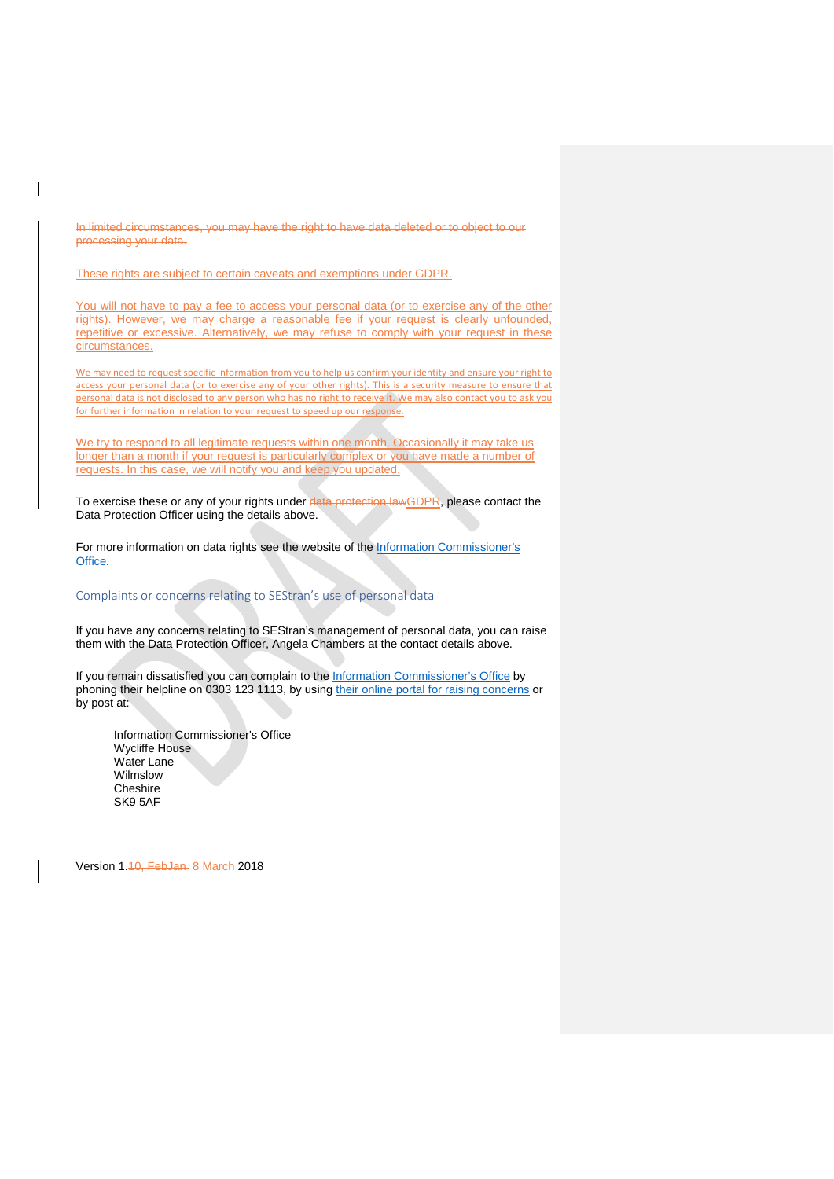~~In limited circumstances, you may have the right to have data deleted or to object to our processing your data.~~

These rights are subject to certain caveats and exemptions under GDPR.

You will not have to pay a fee to access your personal data (or to exercise any of the other rights). However, we may charge a reasonable fee if your request is clearly unfounded, repetitive or excessive. Alternatively, we may refuse to comply with your request in these circumstances.

We may need to request specific information from you to help us confirm your identity and ensure your right to access your personal data (or to exercise any of your other rights). This is a security measure to ensure that personal data is not disclosed to any person who has no right to receive it. We may also contact you to ask you for further information in relation to your request to speed up our response.

We try to respond to all legitimate requests within one month. Occasionally it may take us longer than a month if your request is particularly complex or you have made a number of requests. In this case, we will notify you and keep you updated.

To exercise these or any of your rights under ~~data protection law~~GDPR, please contact the Data Protection Officer using the details above.

For more information on data rights see the website of the Information Commissioner's Office.

## Complaints or concerns relating to SEStran's use of personal data

If you have any concerns relating to SEStran's management of personal data, you can raise them with the Data Protection Officer, Angela Chambers at the contact details above.

If you remain dissatisfied you can complain to the Information Commissioner's Office by phoning their helpline on 0303 123 1113, by using their online portal for raising concerns or by post at:

Information Commissioner's Office
Wycliffe House
Water Lane
Wilmslow
Cheshire
SK9 5AF

Version 1.~~10, FebJan~~ 8 March 2018